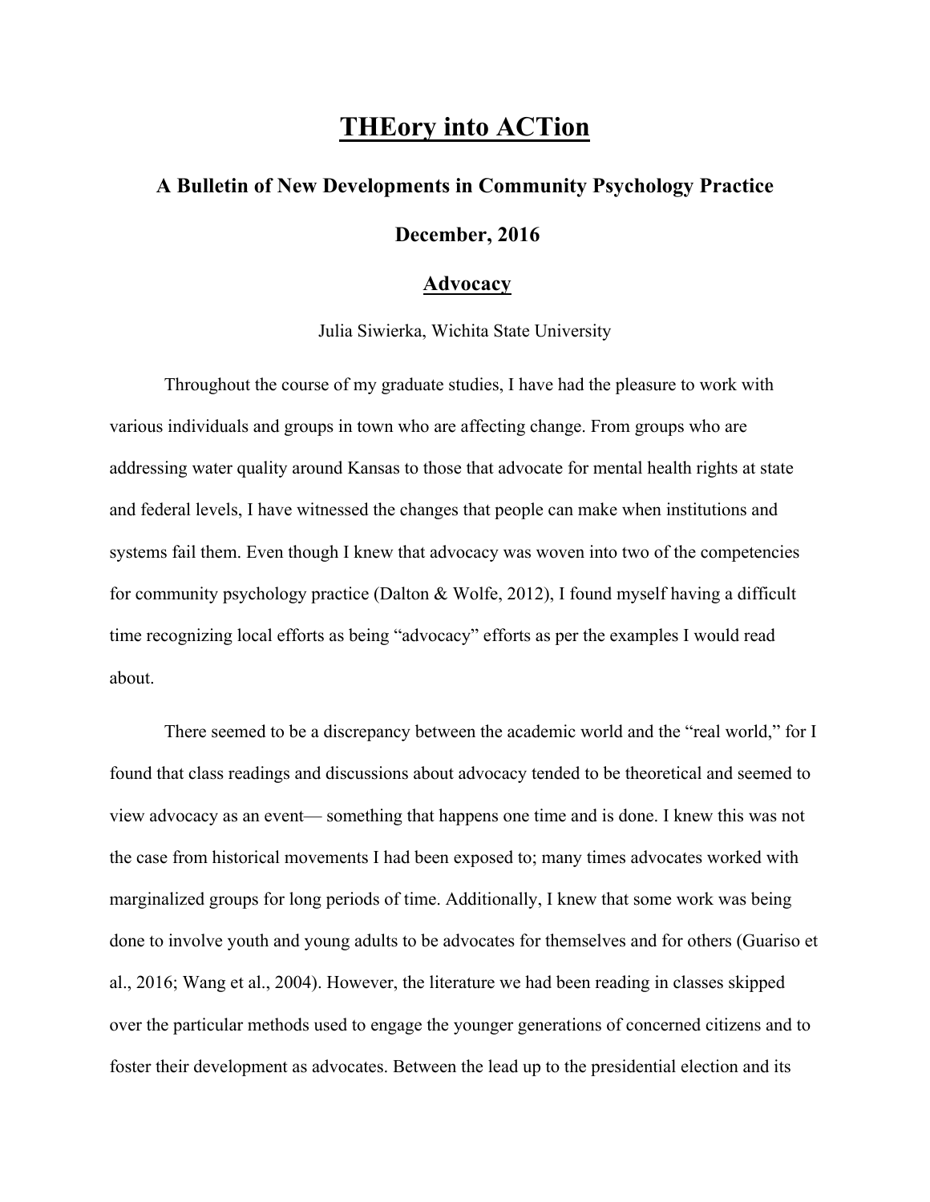# THEory into ACTion

## A Bulletin of New Developments in Community Psychology Practice

## December, 2016

## Advocacy

Julia Siwierka, Wichita State University

Throughout the course of my graduate studies, I have had the pleasure to work with various individuals and groups in town who are affecting change. From groups who are addressing water quality around Kansas to those that advocate for mental health rights at state and federal levels, I have witnessed the changes that people can make when institutions and systems fail them. Even though I knew that advocacy was woven into two of the competencies for community psychology practice (Dalton & Wolfe, 2012), I found myself having a difficult time recognizing local efforts as being "advocacy" efforts as per the examples I would read about.

There seemed to be a discrepancy between the academic world and the "real world," for I found that class readings and discussions about advocacy tended to be theoretical and seemed to view advocacy as an event— something that happens one time and is done. I knew this was not the case from historical movements I had been exposed to; many times advocates worked with marginalized groups for long periods of time. Additionally, I knew that some work was being done to involve youth and young adults to be advocates for themselves and for others (Guariso et al., 2016; Wang et al., 2004). However, the literature we had been reading in classes skipped over the particular methods used to engage the younger generations of concerned citizens and to foster their development as advocates. Between the lead up to the presidential election and its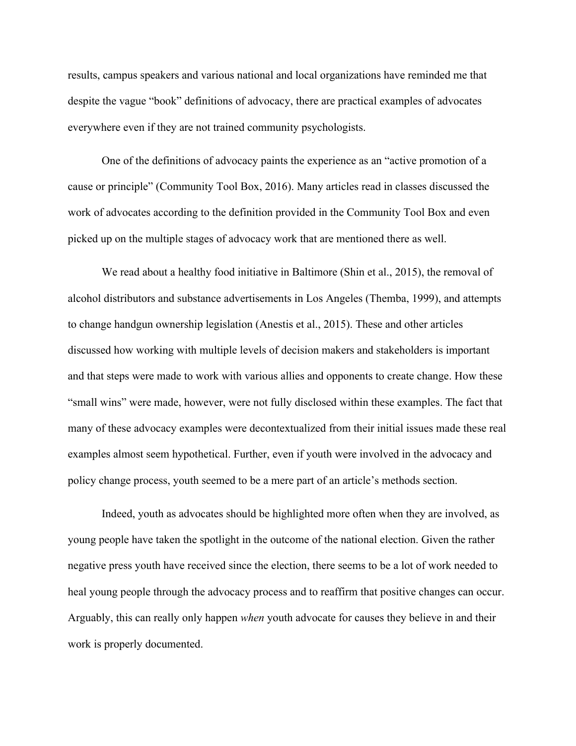results, campus speakers and various national and local organizations have reminded me that despite the vague "book" definitions of advocacy, there are practical examples of advocates everywhere even if they are not trained community psychologists.

One of the definitions of advocacy paints the experience as an "active promotion of a cause or principle" (Community Tool Box, 2016). Many articles read in classes discussed the work of advocates according to the definition provided in the Community Tool Box and even picked up on the multiple stages of advocacy work that are mentioned there as well.

We read about a healthy food initiative in Baltimore (Shin et al., 2015), the removal of alcohol distributors and substance advertisements in Los Angeles (Themba, 1999), and attempts to change handgun ownership legislation (Anestis et al., 2015). These and other articles discussed how working with multiple levels of decision makers and stakeholders is important and that steps were made to work with various allies and opponents to create change. How these "small wins" were made, however, were not fully disclosed within these examples. The fact that many of these advocacy examples were decontextualized from their initial issues made these real examples almost seem hypothetical. Further, even if youth were involved in the advocacy and policy change process, youth seemed to be a mere part of an article's methods section.

Indeed, youth as advocates should be highlighted more often when they are involved, as young people have taken the spotlight in the outcome of the national election. Given the rather negative press youth have received since the election, there seems to be a lot of work needed to heal young people through the advocacy process and to reaffirm that positive changes can occur. Arguably, this can really only happen *when* youth advocate for causes they believe in and their work is properly documented.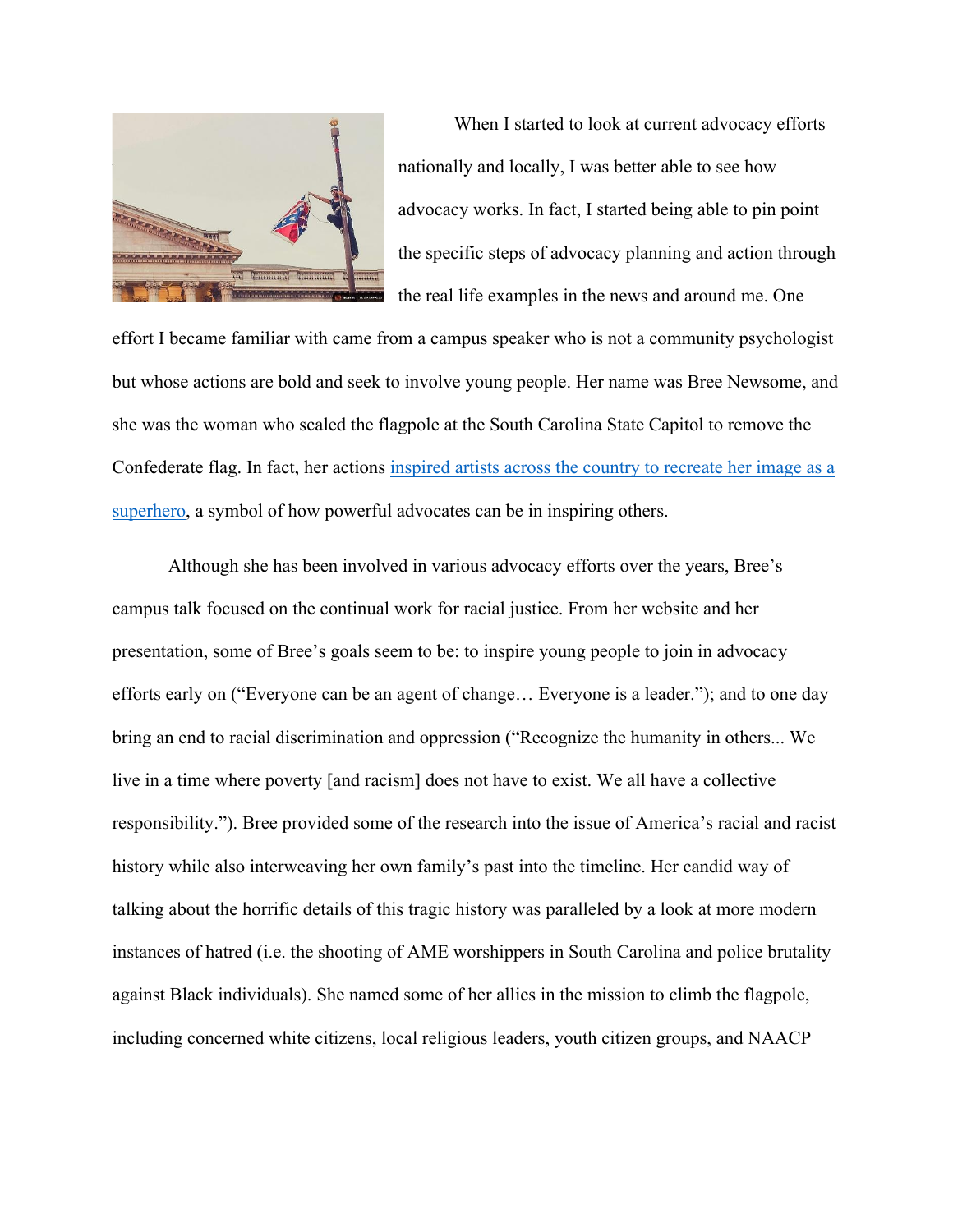When I started to look at current advocacy efforts nationally and locally, I was better able to see how advocacy works. In fact, I started being able to pin point the specific steps of advocacy planning and action through the real life examples in the news and around me. One effort I became familiar with came from a campus speaker who is not a community psychologist but whose actions are bold and seek to involve young people. Her name was Bree Newsome, and she was the woman who scaled the flagpole at the South Carolina State Capitol to remove the Confederate flag. In fact, her actions inspired artists across the country to recreate her image as a superhero, a symbol of how powerful advocates can be in inspiring others.

Although she has been involved in various advocacy efforts over the years, Bree's campus talk focused on the continual work for racial justice. From her website and her presentation, some of Bree's goals seem to be: to inspire young people to join in advocacy efforts early on ("Everyone can be an agent of change… Everyone is a leader."); and to one day bring an end to racial discrimination and oppression ("Recognize the humanity in others... We live in a time where poverty [and racism] does not have to exist. We all have a collective responsibility."). Bree provided some of the research into the issue of America's racial and racist history while also interweaving her own family's past into the timeline. Her candid way of talking about the horrific details of this tragic history was paralleled by a look at more modern instances of hatred (i.e. the shooting of AME worshippers in South Carolina and police brutality against Black individuals). She named some of her allies in the mission to climb the flagpole, including concerned white citizens, local religious leaders, youth citizen groups, and NAACP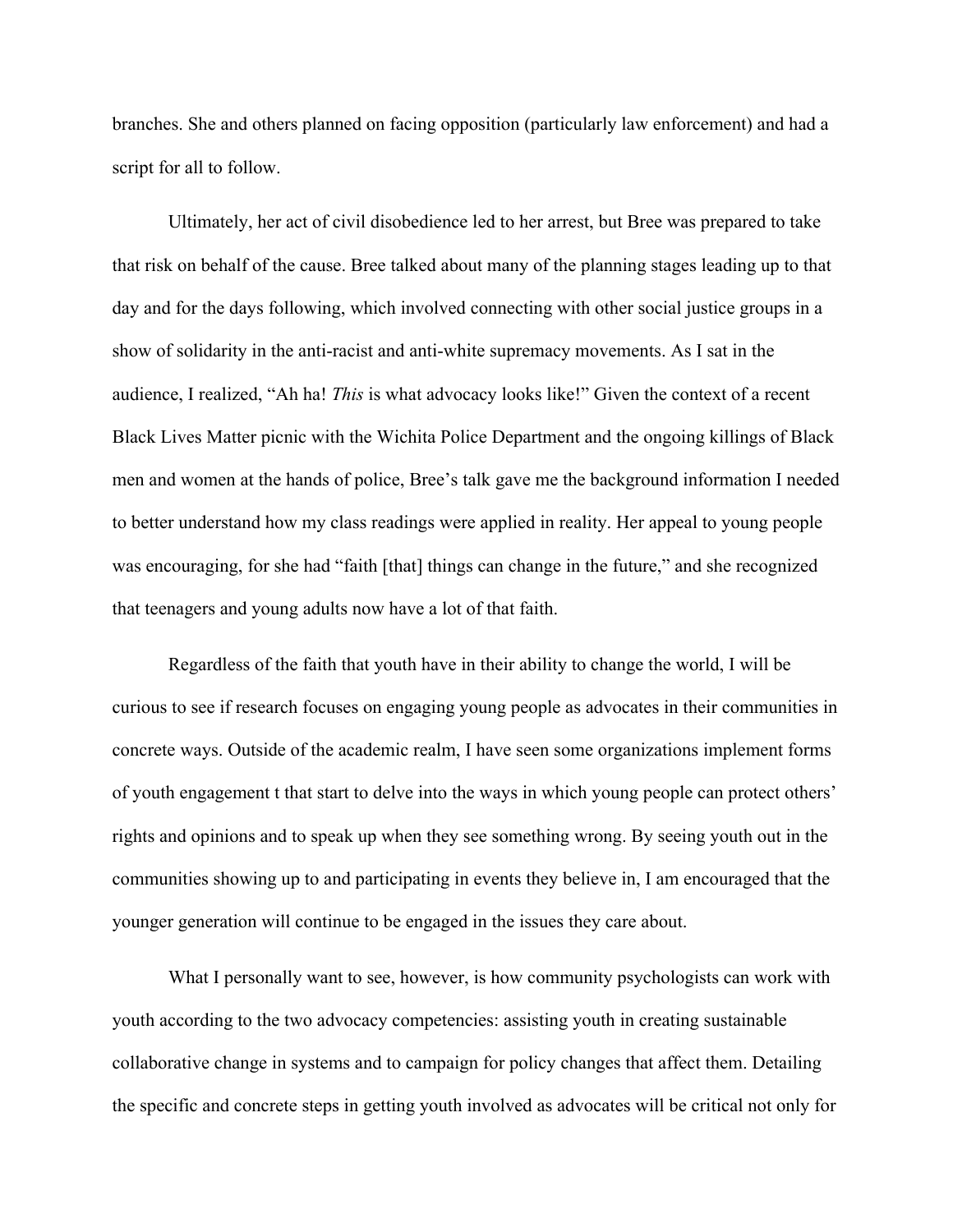branches. She and others planned on facing opposition (particularly law enforcement) and had a script for all to follow.

Ultimately, her act of civil disobedience led to her arrest, but Bree was prepared to take that risk on behalf of the cause. Bree talked about many of the planning stages leading up to that day and for the days following, which involved connecting with other social justice groups in a show of solidarity in the anti-racist and anti-white supremacy movements. As I sat in the audience, I realized, "Ah ha! *This* is what advocacy looks like!" Given the context of a recent Black Lives Matter picnic with the Wichita Police Department and the ongoing killings of Black men and women at the hands of police, Bree's talk gave me the background information I needed to better understand how my class readings were applied in reality. Her appeal to young people was encouraging, for she had "faith [that] things can change in the future," and she recognized that teenagers and young adults now have a lot of that faith.

Regardless of the faith that youth have in their ability to change the world, I will be curious to see if research focuses on engaging young people as advocates in their communities in concrete ways. Outside of the academic realm, I have seen some organizations implement forms of youth engagement t that start to delve into the ways in which young people can protect others' rights and opinions and to speak up when they see something wrong. By seeing youth out in the communities showing up to and participating in events they believe in, I am encouraged that the younger generation will continue to be engaged in the issues they care about.

What I personally want to see, however, is how community psychologists can work with youth according to the two advocacy competencies: assisting youth in creating sustainable collaborative change in systems and to campaign for policy changes that affect them. Detailing the specific and concrete steps in getting youth involved as advocates will be critical not only for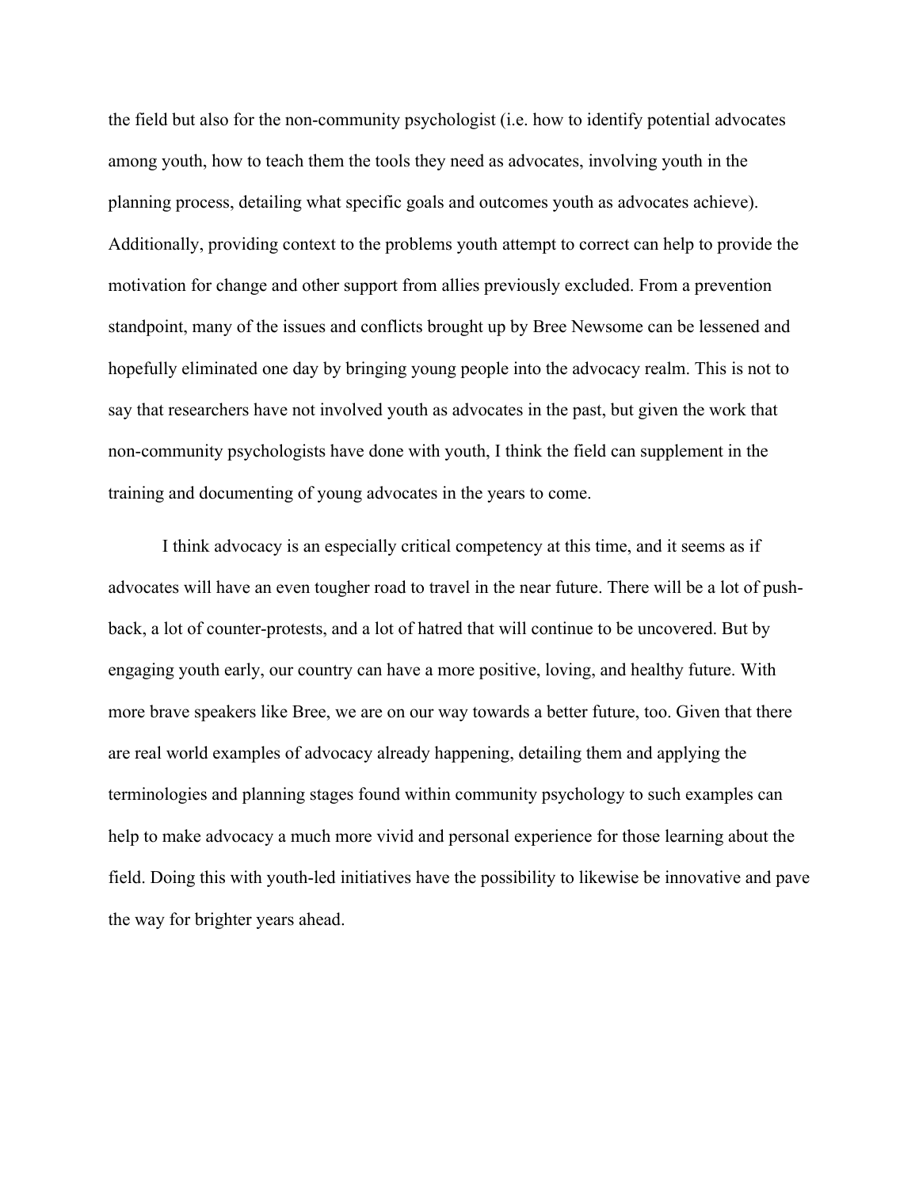the field but also for the non-community psychologist (i.e. how to identify potential advocates among youth, how to teach them the tools they need as advocates, involving youth in the planning process, detailing what specific goals and outcomes youth as advocates achieve). Additionally, providing context to the problems youth attempt to correct can help to provide the motivation for change and other support from allies previously excluded. From a prevention standpoint, many of the issues and conflicts brought up by Bree Newsome can be lessened and hopefully eliminated one day by bringing young people into the advocacy realm. This is not to say that researchers have not involved youth as advocates in the past, but given the work that non-community psychologists have done with youth, I think the field can supplement in the training and documenting of young advocates in the years to come.

I think advocacy is an especially critical competency at this time, and it seems as if advocates will have an even tougher road to travel in the near future. There will be a lot of push-back, a lot of counter-protests, and a lot of hatred that will continue to be uncovered. But by engaging youth early, our country can have a more positive, loving, and healthy future. With more brave speakers like Bree, we are on our way towards a better future, too. Given that there are real world examples of advocacy already happening, detailing them and applying the terminologies and planning stages found within community psychology to such examples can help to make advocacy a much more vivid and personal experience for those learning about the field. Doing this with youth-led initiatives have the possibility to likewise be innovative and pave the way for brighter years ahead.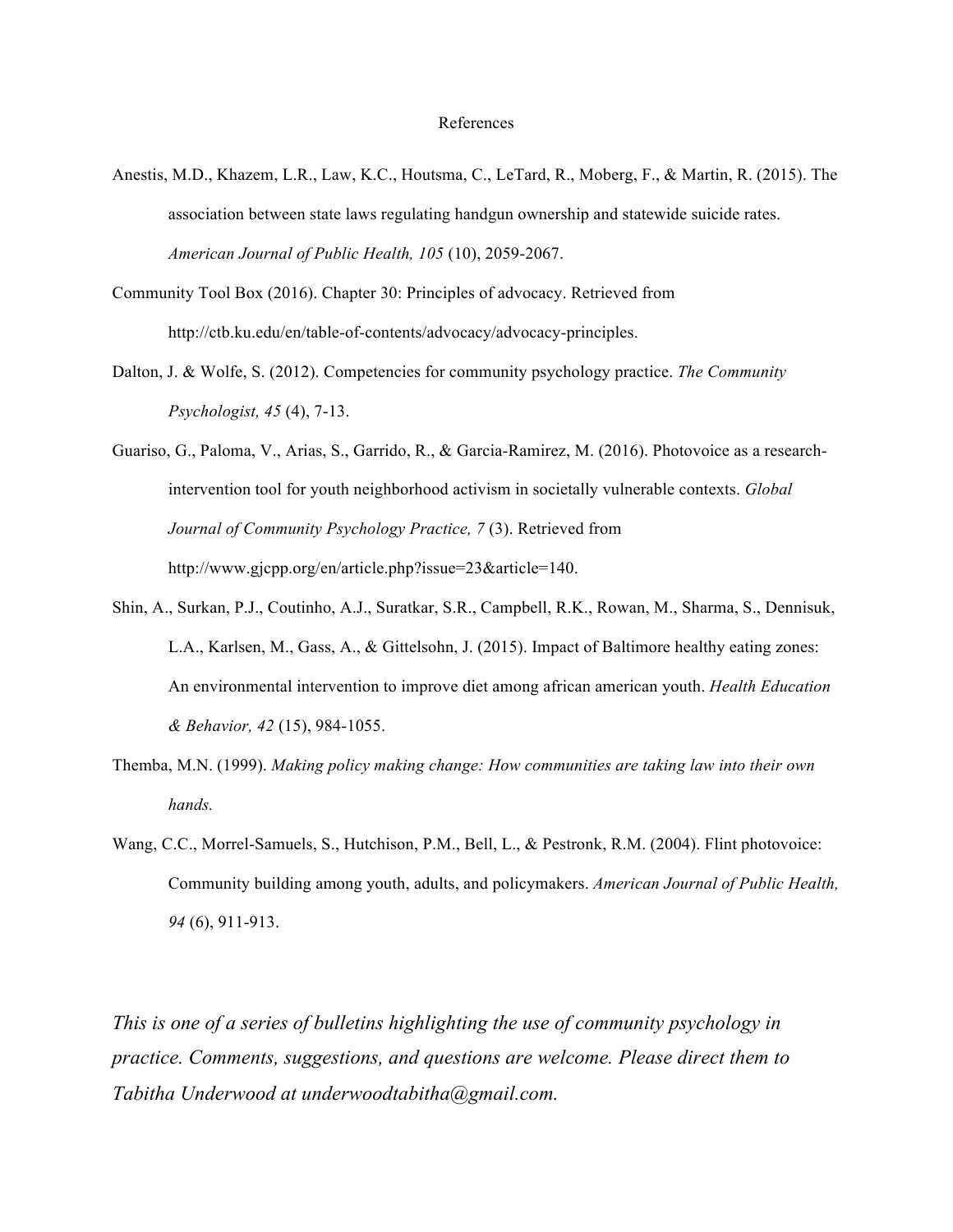# References

Anestis, M.D., Khazem, L.R., Law, K.C., Houtsma, C., LeTard, R., Moberg, F., & Martin, R. (2015). The association between state laws regulating handgun ownership and statewide suicide rates. *American Journal of Public Health, 105* (10), 2059-2067.

Community Tool Box (2016). Chapter 30: Principles of advocacy. Retrieved from http://ctb.ku.edu/en/table-of-contents/advocacy/advocacy-principles.

Dalton, J. & Wolfe, S. (2012). Competencies for community psychology practice. *The Community Psychologist, 45* (4), 7-13.

Guariso, G., Paloma, V., Arias, S., Garrido, R., & Garcia-Ramirez, M. (2016). Photovoice as a research-intervention tool for youth neighborhood activism in societally vulnerable contexts. *Global Journal of Community Psychology Practice, 7* (3). Retrieved from http://www.gjcpp.org/en/article.php?issue=23&article=140.

Shin, A., Surkan, P.J., Coutinho, A.J., Suratkar, S.R., Campbell, R.K., Rowan, M., Sharma, S., Dennisuk, L.A., Karlsen, M., Gass, A., & Gittelsohn, J. (2015). Impact of Baltimore healthy eating zones: An environmental intervention to improve diet among african american youth. *Health Education & Behavior, 42* (15), 984-1055.

Themba, M.N. (1999). *Making policy making change: How communities are taking law into their own hands.*

Wang, C.C., Morrel-Samuels, S., Hutchison, P.M., Bell, L., & Pestronk, R.M. (2004). Flint photovoice: Community building among youth, adults, and policymakers. *American Journal of Public Health, 94* (6), 911-913.

*This is one of a series of bulletins highlighting the use of community psychology in practice. Comments, suggestions, and questions are welcome. Please direct them to Tabitha Underwood at underwoodtabitha@gmail.com.*